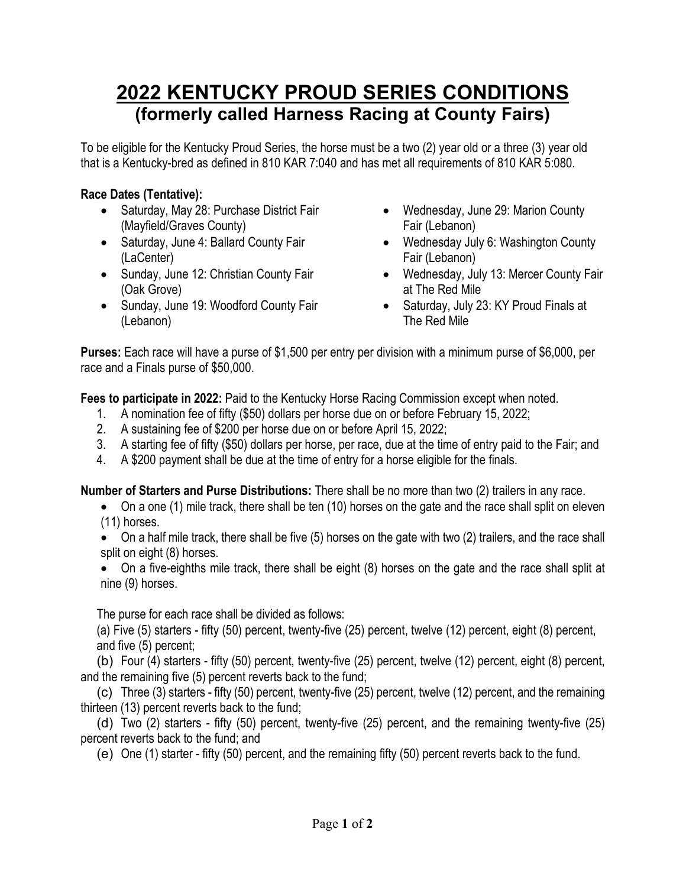# 2022 KENTUCKY PROUD SERIES CONDITIONS
## (formerly called Harness Racing at County Fairs)

To be eligible for the Kentucky Proud Series, the horse must be a two (2) year old or a three (3) year old that is a Kentucky-bred as defined in 810 KAR 7:040 and has met all requirements of 810 KAR 5:080.

**Race Dates (Tentative):**

- Saturday, May 28: Purchase District Fair (Mayfield/Graves County)
- Saturday, June 4: Ballard County Fair (LaCenter)
- Sunday, June 12: Christian County Fair (Oak Grove)
- Sunday, June 19: Woodford County Fair (Lebanon)
- Wednesday, June 29: Marion County Fair (Lebanon)
- Wednesday July 6: Washington County Fair (Lebanon)
- Wednesday, July 13: Mercer County Fair at The Red Mile
- Saturday, July 23: KY Proud Finals at The Red Mile

**Purses:** Each race will have a purse of $1,500 per entry per division with a minimum purse of $6,000, per race and a Finals purse of $50,000.

**Fees to participate in 2022:** Paid to the Kentucky Horse Racing Commission except when noted.

1. A nomination fee of fifty ($50) dollars per horse due on or before February 15, 2022;
2. A sustaining fee of $200 per horse due on or before April 15, 2022;
3. A starting fee of fifty ($50) dollars per horse, per race, due at the time of entry paid to the Fair; and
4. A $200 payment shall be due at the time of entry for a horse eligible for the finals.

**Number of Starters and Purse Distributions:** There shall be no more than two (2) trailers in any race.

- On a one (1) mile track, there shall be ten (10) horses on the gate and the race shall split on eleven (11) horses.
- On a half mile track, there shall be five (5) horses on the gate with two (2) trailers, and the race shall split on eight (8) horses.
- On a five-eighths mile track, there shall be eight (8) horses on the gate and the race shall split at nine (9) horses.

The purse for each race shall be divided as follows:

(a) Five (5) starters - fifty (50) percent, twenty-five (25) percent, twelve (12) percent, eight (8) percent, and five (5) percent;

(b) Four (4) starters - fifty (50) percent, twenty-five (25) percent, twelve (12) percent, eight (8) percent, and the remaining five (5) percent reverts back to the fund;

(c) Three (3) starters - fifty (50) percent, twenty-five (25) percent, twelve (12) percent, and the remaining thirteen (13) percent reverts back to the fund;

(d) Two (2) starters - fifty (50) percent, twenty-five (25) percent, and the remaining twenty-five (25) percent reverts back to the fund; and

(e) One (1) starter - fifty (50) percent, and the remaining fifty (50) percent reverts back to the fund.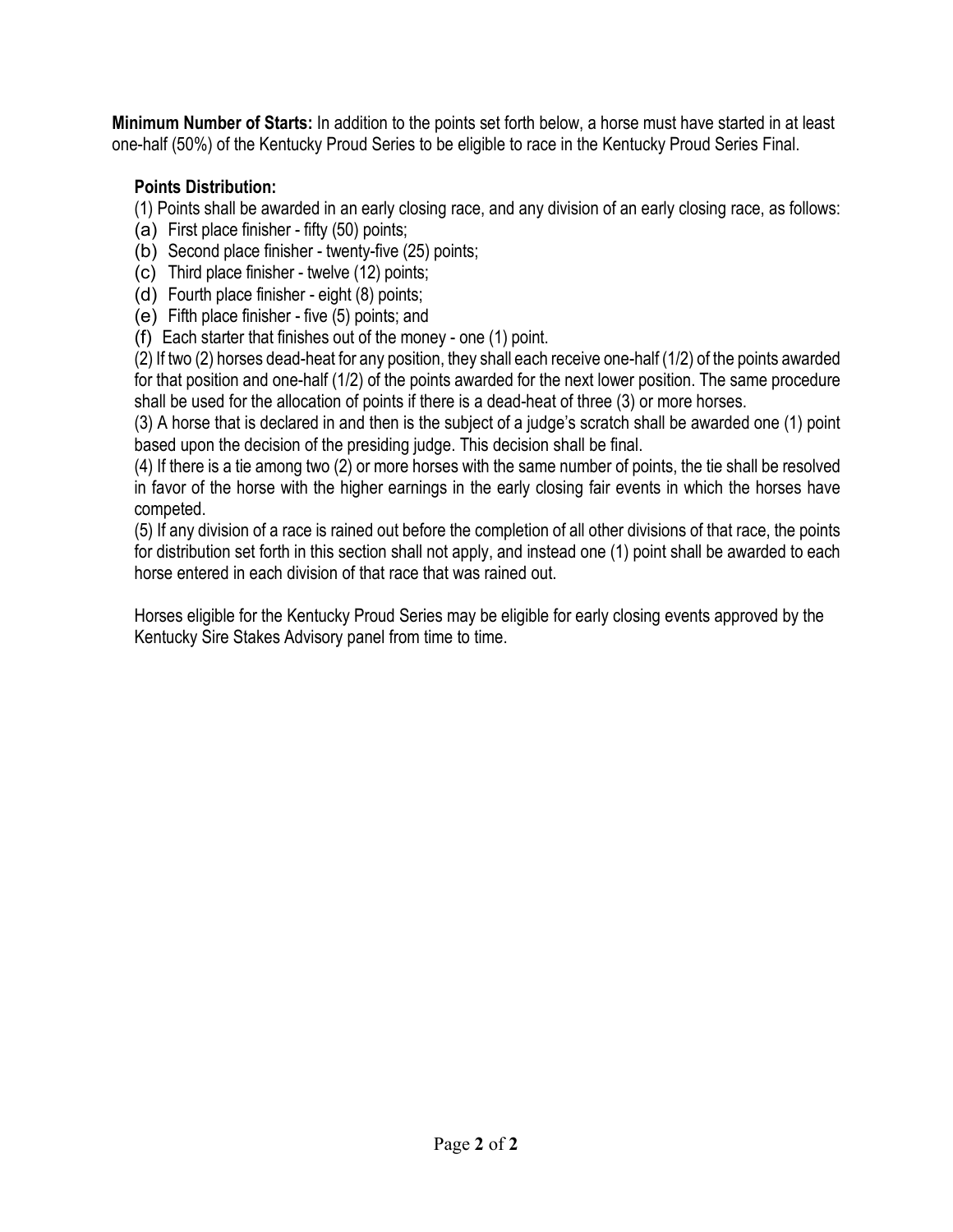**Minimum Number of Starts:** In addition to the points set forth below, a horse must have started in at least one-half (50%) of the Kentucky Proud Series to be eligible to race in the Kentucky Proud Series Final.

**Points Distribution:**

(1) Points shall be awarded in an early closing race, and any division of an early closing race, as follows:

(a) First place finisher - fifty (50) points;

(b) Second place finisher - twenty-five (25) points;

(c) Third place finisher - twelve (12) points;

(d) Fourth place finisher - eight (8) points;

(e) Fifth place finisher - five (5) points; and

(f) Each starter that finishes out of the money - one (1) point.

(2) If two (2) horses dead-heat for any position, they shall each receive one-half (1/2) of the points awarded for that position and one-half (1/2) of the points awarded for the next lower position. The same procedure shall be used for the allocation of points if there is a dead-heat of three (3) or more horses.

(3) A horse that is declared in and then is the subject of a judge's scratch shall be awarded one (1) point based upon the decision of the presiding judge. This decision shall be final.

(4) If there is a tie among two (2) or more horses with the same number of points, the tie shall be resolved in favor of the horse with the higher earnings in the early closing fair events in which the horses have competed.

(5) If any division of a race is rained out before the completion of all other divisions of that race, the points for distribution set forth in this section shall not apply, and instead one (1) point shall be awarded to each horse entered in each division of that race that was rained out.

Horses eligible for the Kentucky Proud Series may be eligible for early closing events approved by the Kentucky Sire Stakes Advisory panel from time to time.